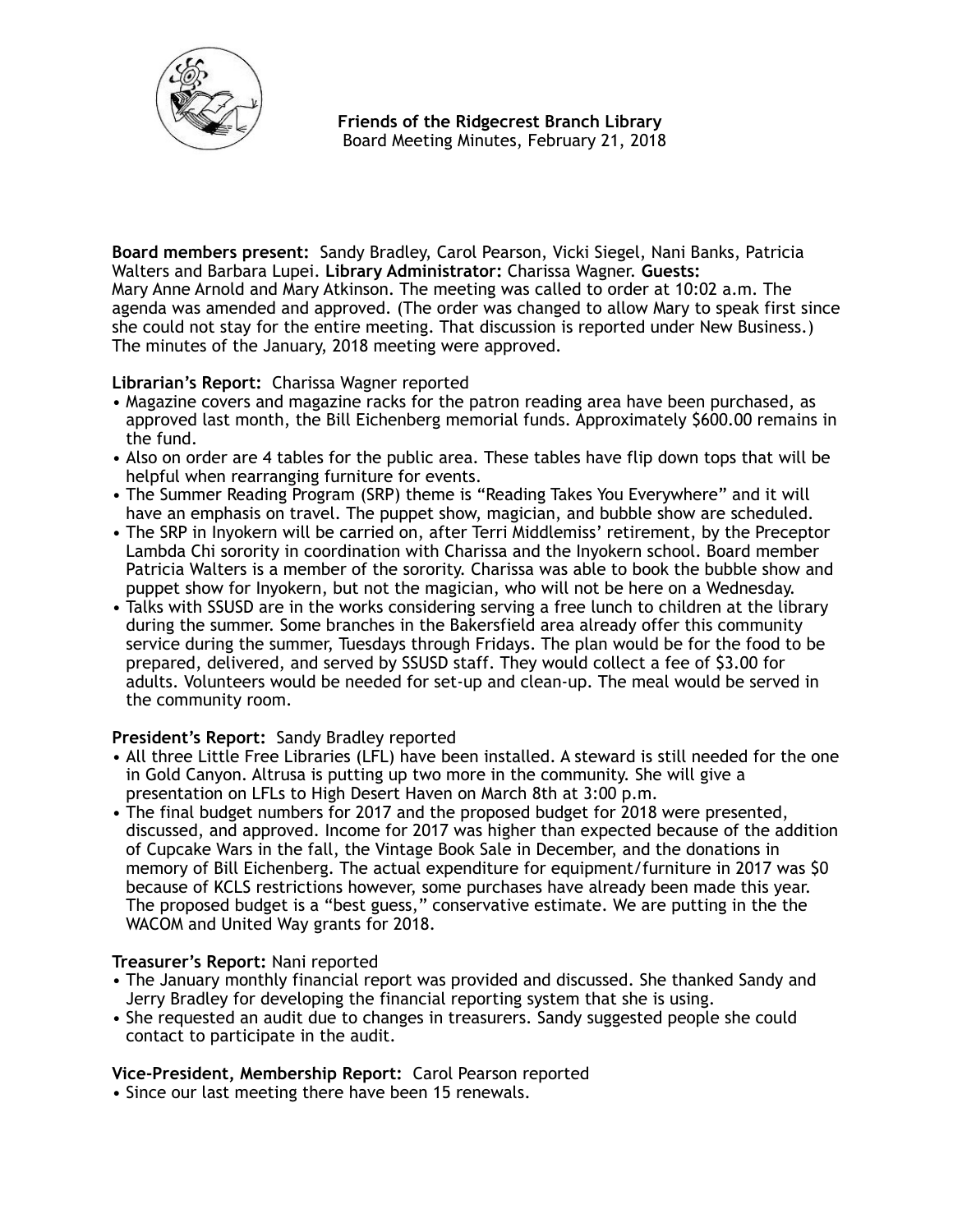**Friends of the Ridgecrest Branch Library**
Board Meeting Minutes, February 21, 2018

**Board members present:** Sandy Bradley, Carol Pearson, Vicki Siegel, Nani Banks, Patricia Walters and Barbara Lupei. **Library Administrator:** Charissa Wagner. **Guests:** Mary Anne Arnold and Mary Atkinson. The meeting was called to order at 10:02 a.m. The agenda was amended and approved. (The order was changed to allow Mary to speak first since she could not stay for the entire meeting. That discussion is reported under New Business.) The minutes of the January, 2018 meeting were approved.

**Librarian's Report:** Charissa Wagner reported

- Magazine covers and magazine racks for the patron reading area have been purchased, as approved last month, the Bill Eichenberg memorial funds. Approximately $600.00 remains in the fund.
- Also on order are 4 tables for the public area. These tables have flip down tops that will be helpful when rearranging furniture for events.
- The Summer Reading Program (SRP) theme is "Reading Takes You Everywhere" and it will have an emphasis on travel. The puppet show, magician, and bubble show are scheduled.
- The SRP in Inyokern will be carried on, after Terri Middlemiss' retirement, by the Preceptor Lambda Chi sorority in coordination with Charissa and the Inyokern school. Board member Patricia Walters is a member of the sorority. Charissa was able to book the bubble show and puppet show for Inyokern, but not the magician, who will not be here on a Wednesday.
- Talks with SSUSD are in the works considering serving a free lunch to children at the library during the summer. Some branches in the Bakersfield area already offer this community service during the summer, Tuesdays through Fridays. The plan would be for the food to be prepared, delivered, and served by SSUSD staff. They would collect a fee of $3.00 for adults. Volunteers would be needed for set-up and clean-up. The meal would be served in the community room.

**President's Report:** Sandy Bradley reported

- All three Little Free Libraries (LFL) have been installed. A steward is still needed for the one in Gold Canyon. Altrusa is putting up two more in the community. She will give a presentation on LFLs to High Desert Haven on March 8th at 3:00 p.m.
- The final budget numbers for 2017 and the proposed budget for 2018 were presented, discussed, and approved. Income for 2017 was higher than expected because of the addition of Cupcake Wars in the fall, the Vintage Book Sale in December, and the donations in memory of Bill Eichenberg. The actual expenditure for equipment/furniture in 2017 was $0 because of KCLS restrictions however, some purchases have already been made this year. The proposed budget is a "best guess," conservative estimate. We are putting in the the WACOM and United Way grants for 2018.

**Treasurer's Report:** Nani reported

- The January monthly financial report was provided and discussed. She thanked Sandy and Jerry Bradley for developing the financial reporting system that she is using.
- She requested an audit due to changes in treasurers. Sandy suggested people she could contact to participate in the audit.

**Vice-President, Membership Report:** Carol Pearson reported

- Since our last meeting there have been 15 renewals.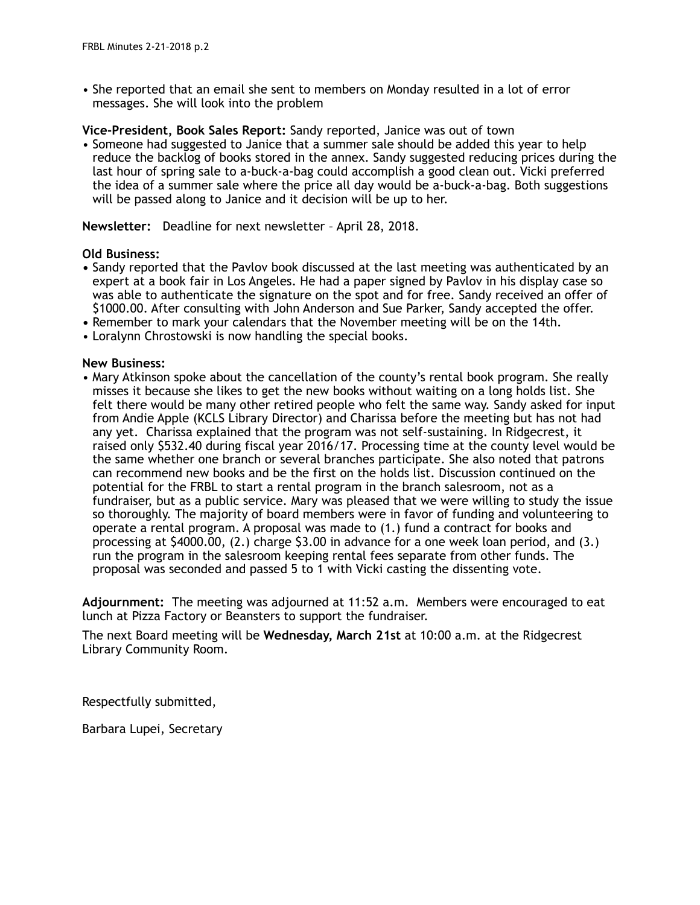- She reported that an email she sent to members on Monday resulted in a lot of error messages. She will look into the problem

**Vice-President, Book Sales Report:** Sandy reported, Janice was out of town

- Someone had suggested to Janice that a summer sale should be added this year to help reduce the backlog of books stored in the annex. Sandy suggested reducing prices during the last hour of spring sale to a-buck-a-bag could accomplish a good clean out. Vicki preferred the idea of a summer sale where the price all day would be a-buck-a-bag. Both suggestions will be passed along to Janice and it decision will be up to her.

**Newsletter:** Deadline for next newsletter – April 28, 2018.

**Old Business:**

- Sandy reported that the Pavlov book discussed at the last meeting was authenticated by an expert at a book fair in Los Angeles. He had a paper signed by Pavlov in his display case so was able to authenticate the signature on the spot and for free. Sandy received an offer of $1000.00. After consulting with John Anderson and Sue Parker, Sandy accepted the offer.
- Remember to mark your calendars that the November meeting will be on the 14th.
- Loralynn Chrostowski is now handling the special books.

**New Business:**

- Mary Atkinson spoke about the cancellation of the county's rental book program. She really misses it because she likes to get the new books without waiting on a long holds list. She felt there would be many other retired people who felt the same way. Sandy asked for input from Andie Apple (KCLS Library Director) and Charissa before the meeting but has not had any yet. Charissa explained that the program was not self-sustaining. In Ridgecrest, it raised only $532.40 during fiscal year 2016/17. Processing time at the county level would be the same whether one branch or several branches participate. She also noted that patrons can recommend new books and be the first on the holds list. Discussion continued on the potential for the FRBL to start a rental program in the branch salesroom, not as a fundraiser, but as a public service. Mary was pleased that we were willing to study the issue so thoroughly. The majority of board members were in favor of funding and volunteering to operate a rental program. A proposal was made to (1.) fund a contract for books and processing at $4000.00, (2.) charge $3.00 in advance for a one week loan period, and (3.) run the program in the salesroom keeping rental fees separate from other funds. The proposal was seconded and passed 5 to 1 with Vicki casting the dissenting vote.

**Adjournment:** The meeting was adjourned at 11:52 a.m. Members were encouraged to eat lunch at Pizza Factory or Beansters to support the fundraiser.

The next Board meeting will be **Wednesday, March 21st** at 10:00 a.m. at the Ridgecrest Library Community Room.

Respectfully submitted,

Barbara Lupei, Secretary